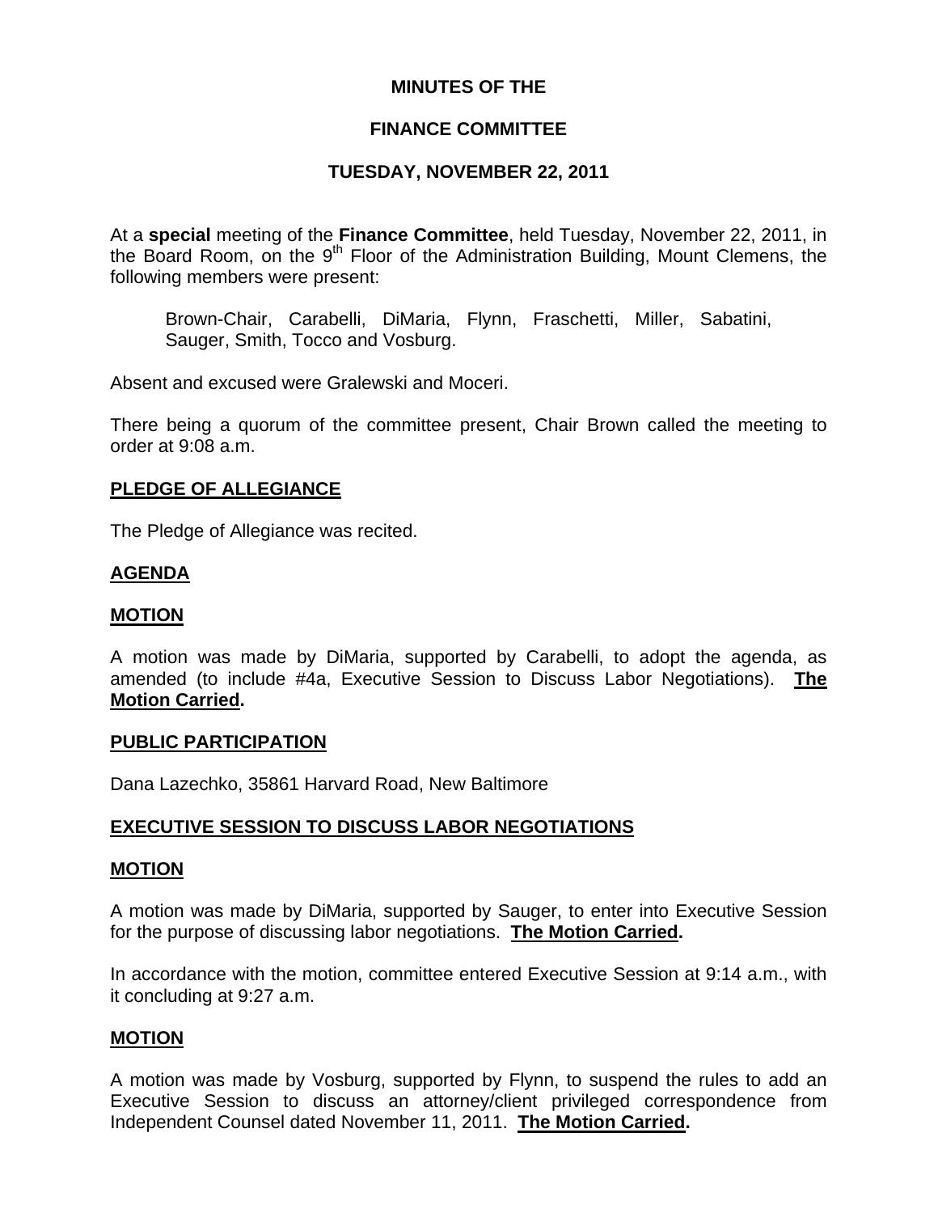# MINUTES OF THE

## FINANCE COMMITTEE

### TUESDAY, NOVEMBER 22, 2011

At a **special** meeting of the **Finance Committee**, held Tuesday, November 22, 2011, in the Board Room, on the 9th Floor of the Administration Building, Mount Clemens, the following members were present:

Brown-Chair, Carabelli, DiMaria, Flynn, Fraschetti, Miller, Sabatini, Sauger, Smith, Tocco and Vosburg.

Absent and excused were Gralewski and Moceri.

There being a quorum of the committee present, Chair Brown called the meeting to order at 9:08 a.m.

**PLEDGE OF ALLEGIANCE**

The Pledge of Allegiance was recited.

**AGENDA**

**MOTION**

A motion was made by DiMaria, supported by Carabelli, to adopt the agenda, as amended (to include #4a, Executive Session to Discuss Labor Negotiations). **The Motion Carried.**

**PUBLIC PARTICIPATION**

Dana Lazechko, 35861 Harvard Road, New Baltimore

**EXECUTIVE SESSION TO DISCUSS LABOR NEGOTIATIONS**

**MOTION**

A motion was made by DiMaria, supported by Sauger, to enter into Executive Session for the purpose of discussing labor negotiations. **The Motion Carried.**

In accordance with the motion, committee entered Executive Session at 9:14 a.m., with it concluding at 9:27 a.m.

**MOTION**

A motion was made by Vosburg, supported by Flynn, to suspend the rules to add an Executive Session to discuss an attorney/client privileged correspondence from Independent Counsel dated November 11, 2011. **The Motion Carried.**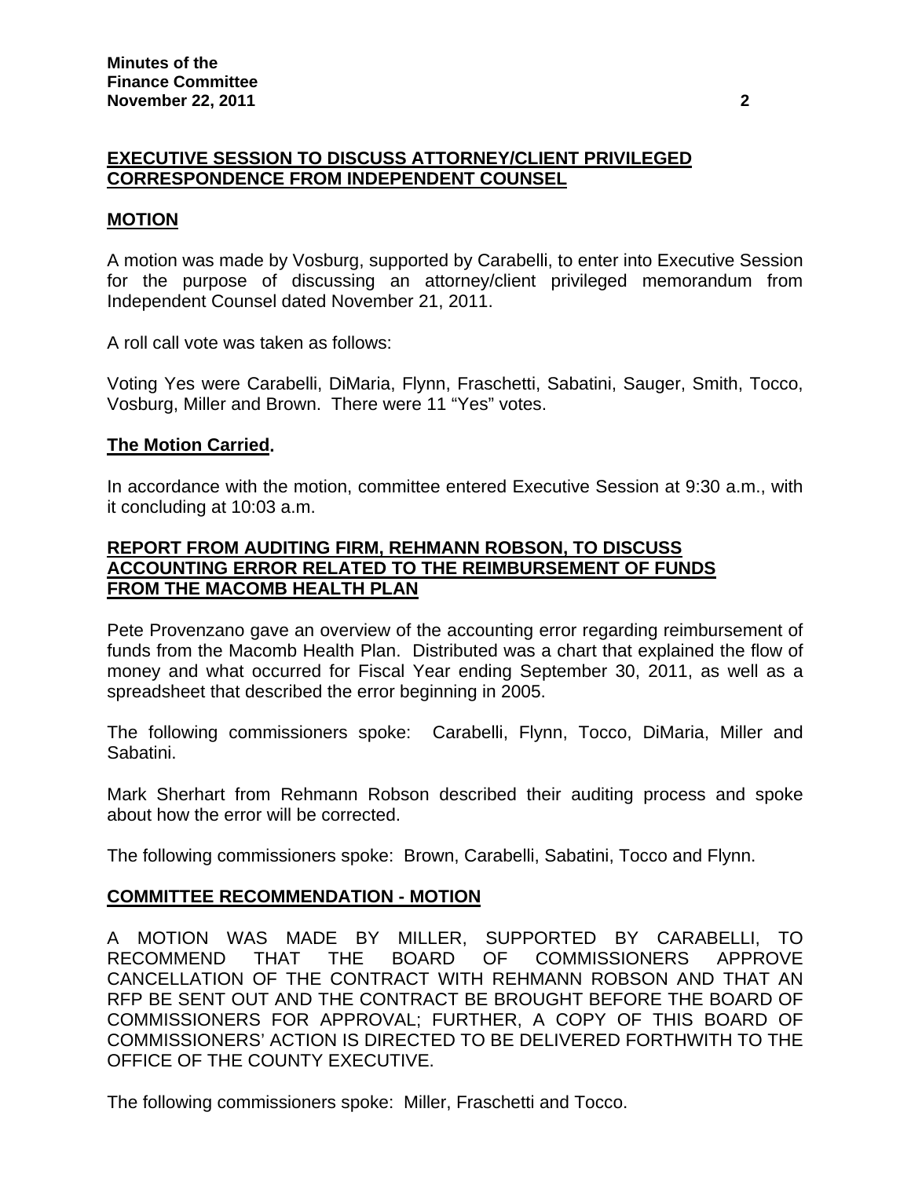## EXECUTIVE SESSION TO DISCUSS ATTORNEY/CLIENT PRIVILEGED CORRESPONDENCE FROM INDEPENDENT COUNSEL

### MOTION

A motion was made by Vosburg, supported by Carabelli, to enter into Executive Session for the purpose of discussing an attorney/client privileged memorandum from Independent Counsel dated November 21, 2011.

A roll call vote was taken as follows:

Voting Yes were Carabelli, DiMaria, Flynn, Fraschetti, Sabatini, Sauger, Smith, Tocco, Vosburg, Miller and Brown. There were 11 "Yes" votes.

**The Motion Carried.**

In accordance with the motion, committee entered Executive Session at 9:30 a.m., with it concluding at 10:03 a.m.

## REPORT FROM AUDITING FIRM, REHMANN ROBSON, TO DISCUSS ACCOUNTING ERROR RELATED TO THE REIMBURSEMENT OF FUNDS FROM THE MACOMB HEALTH PLAN

Pete Provenzano gave an overview of the accounting error regarding reimbursement of funds from the Macomb Health Plan. Distributed was a chart that explained the flow of money and what occurred for Fiscal Year ending September 30, 2011, as well as a spreadsheet that described the error beginning in 2005.

The following commissioners spoke: Carabelli, Flynn, Tocco, DiMaria, Miller and Sabatini.

Mark Sherhart from Rehmann Robson described their auditing process and spoke about how the error will be corrected.

The following commissioners spoke: Brown, Carabelli, Sabatini, Tocco and Flynn.

### COMMITTEE RECOMMENDATION - MOTION

A MOTION WAS MADE BY MILLER, SUPPORTED BY CARABELLI, TO RECOMMEND THAT THE BOARD OF COMMISSIONERS APPROVE CANCELLATION OF THE CONTRACT WITH REHMANN ROBSON AND THAT AN RFP BE SENT OUT AND THE CONTRACT BE BROUGHT BEFORE THE BOARD OF COMMISSIONERS FOR APPROVAL; FURTHER, A COPY OF THIS BOARD OF COMMISSIONERS' ACTION IS DIRECTED TO BE DELIVERED FORTHWITH TO THE OFFICE OF THE COUNTY EXECUTIVE.

The following commissioners spoke: Miller, Fraschetti and Tocco.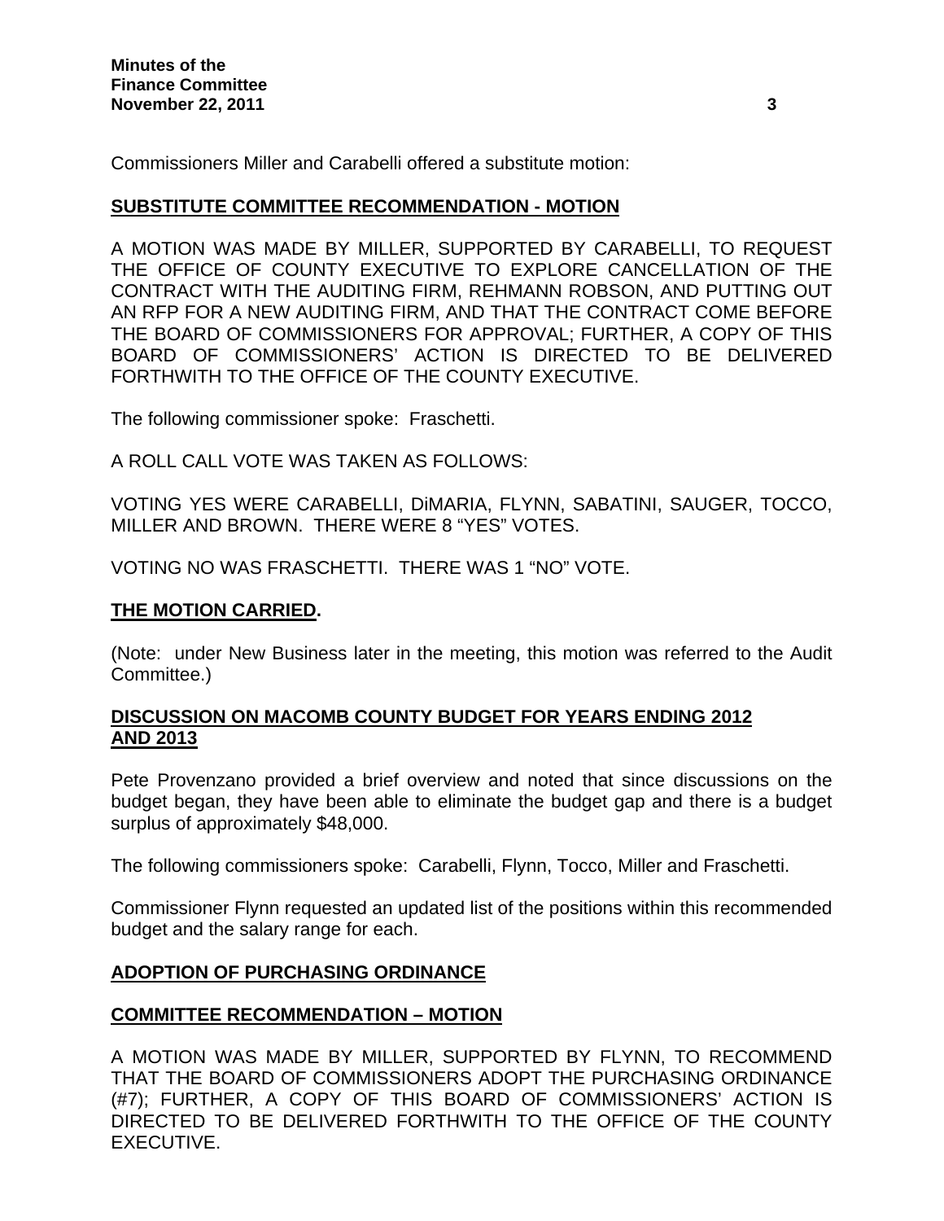Commissioners Miller and Carabelli offered a substitute motion:

**SUBSTITUTE COMMITTEE RECOMMENDATION - MOTION**

A MOTION WAS MADE BY MILLER, SUPPORTED BY CARABELLI, TO REQUEST THE OFFICE OF COUNTY EXECUTIVE TO EXPLORE CANCELLATION OF THE CONTRACT WITH THE AUDITING FIRM, REHMANN ROBSON, AND PUTTING OUT AN RFP FOR A NEW AUDITING FIRM, AND THAT THE CONTRACT COME BEFORE THE BOARD OF COMMISSIONERS FOR APPROVAL; FURTHER, A COPY OF THIS BOARD OF COMMISSIONERS' ACTION IS DIRECTED TO BE DELIVERED FORTHWITH TO THE OFFICE OF THE COUNTY EXECUTIVE.

The following commissioner spoke: Fraschetti.

A ROLL CALL VOTE WAS TAKEN AS FOLLOWS:

VOTING YES WERE CARABELLI, DiMARIA, FLYNN, SABATINI, SAUGER, TOCCO, MILLER AND BROWN. THERE WERE 8 "YES" VOTES.

VOTING NO WAS FRASCHETTI. THERE WAS 1 "NO" VOTE.

**THE MOTION CARRIED.**

(Note: under New Business later in the meeting, this motion was referred to the Audit Committee.)

**DISCUSSION ON MACOMB COUNTY BUDGET FOR YEARS ENDING 2012 AND 2013**

Pete Provenzano provided a brief overview and noted that since discussions on the budget began, they have been able to eliminate the budget gap and there is a budget surplus of approximately $48,000.

The following commissioners spoke: Carabelli, Flynn, Tocco, Miller and Fraschetti.

Commissioner Flynn requested an updated list of the positions within this recommended budget and the salary range for each.

**ADOPTION OF PURCHASING ORDINANCE**

**COMMITTEE RECOMMENDATION – MOTION**

A MOTION WAS MADE BY MILLER, SUPPORTED BY FLYNN, TO RECOMMEND THAT THE BOARD OF COMMISSIONERS ADOPT THE PURCHASING ORDINANCE (#7); FURTHER, A COPY OF THIS BOARD OF COMMISSIONERS' ACTION IS DIRECTED TO BE DELIVERED FORTHWITH TO THE OFFICE OF THE COUNTY EXECUTIVE.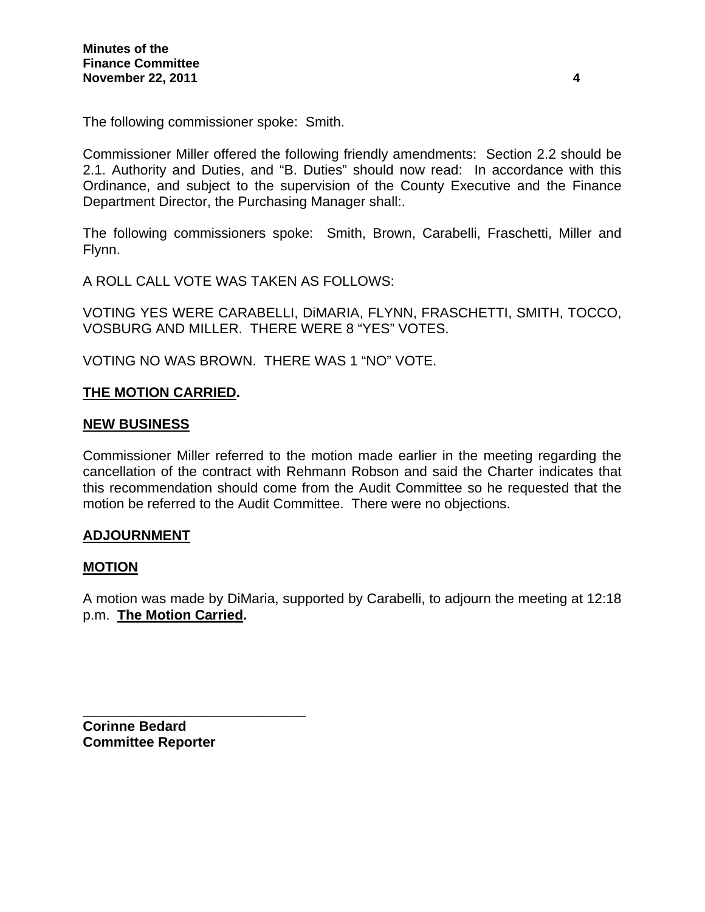The following commissioner spoke: Smith.

Commissioner Miller offered the following friendly amendments: Section 2.2 should be 2.1. Authority and Duties, and "B. Duties" should now read: In accordance with this Ordinance, and subject to the supervision of the County Executive and the Finance Department Director, the Purchasing Manager shall:.

The following commissioners spoke: Smith, Brown, Carabelli, Fraschetti, Miller and Flynn.

A ROLL CALL VOTE WAS TAKEN AS FOLLOWS:

VOTING YES WERE CARABELLI, DiMARIA, FLYNN, FRASCHETTI, SMITH, TOCCO, VOSBURG AND MILLER. THERE WERE 8 "YES" VOTES.

VOTING NO WAS BROWN. THERE WAS 1 "NO" VOTE.

**THE MOTION CARRIED.**

**NEW BUSINESS**

Commissioner Miller referred to the motion made earlier in the meeting regarding the cancellation of the contract with Rehmann Robson and said the Charter indicates that this recommendation should come from the Audit Committee so he requested that the motion be referred to the Audit Committee. There were no objections.

**ADJOURNMENT**

**MOTION**

A motion was made by DiMaria, supported by Carabelli, to adjourn the meeting at 12:18 p.m. **The Motion Carried.**

\_\_\_\_\_\_\_\_\_\_\_\_\_\_\_\_\_\_\_\_\_\_\_\_\_\_\_\_\_\_

**Corinne Bedard**
**Committee Reporter**